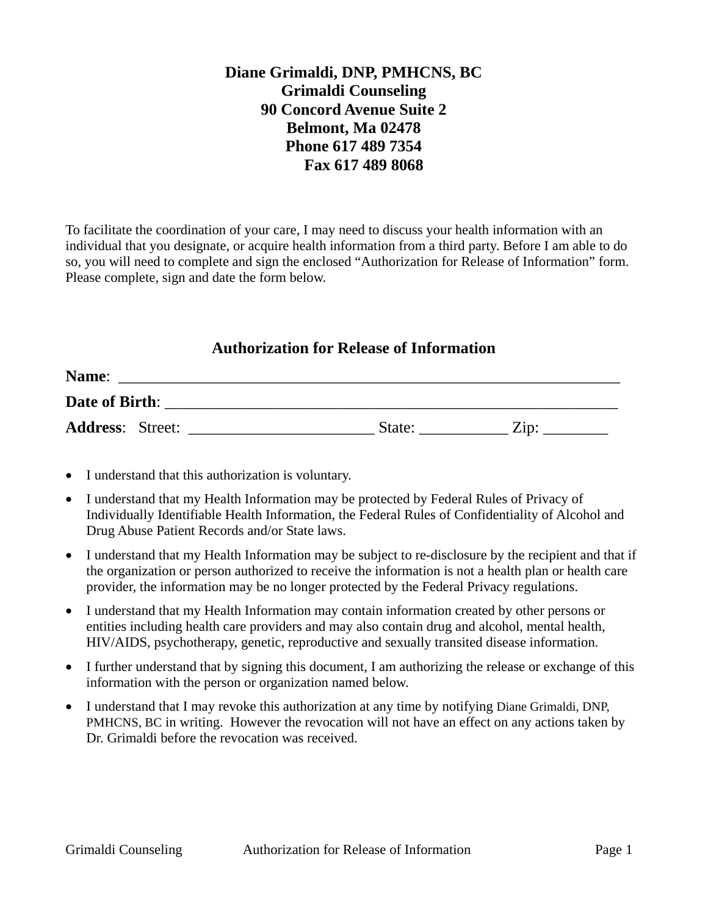**Diane Grimaldi, DNP, PMHCNS, BC**
**Grimaldi Counseling**
**90 Concord Avenue Suite 2**
**Belmont, Ma 02478**
**Phone 617 489 7354**
**Fax 617 489 8068**

To facilitate the coordination of your care, I may need to discuss your health information with an individual that you designate, or acquire health information from a third party. Before I am able to do so, you will need to complete and sign the enclosed "Authorization for Release of Information" form. Please complete, sign and date the form below.

## Authorization for Release of Information

**Name**: ________________________________________________________________

**Date of Birth**: ___________________________________________________________

**Address**: Street: _______________________ State: ___________ Zip: ________

- I understand that this authorization is voluntary.
- I understand that my Health Information may be protected by Federal Rules of Privacy of Individually Identifiable Health Information, the Federal Rules of Confidentiality of Alcohol and Drug Abuse Patient Records and/or State laws.
- I understand that my Health Information may be subject to re-disclosure by the recipient and that if the organization or person authorized to receive the information is not a health plan or health care provider, the information may be no longer protected by the Federal Privacy regulations.
- I understand that my Health Information may contain information created by other persons or entities including health care providers and may also contain drug and alcohol, mental health, HIV/AIDS, psychotherapy, genetic, reproductive and sexually transited disease information.
- I further understand that by signing this document, I am authorizing the release or exchange of this information with the person or organization named below.
- I understand that I may revoke this authorization at any time by notifying Diane Grimaldi, DNP, PMHCNS, BC in writing. However the revocation will not have an effect on any actions taken by Dr. Grimaldi before the revocation was received.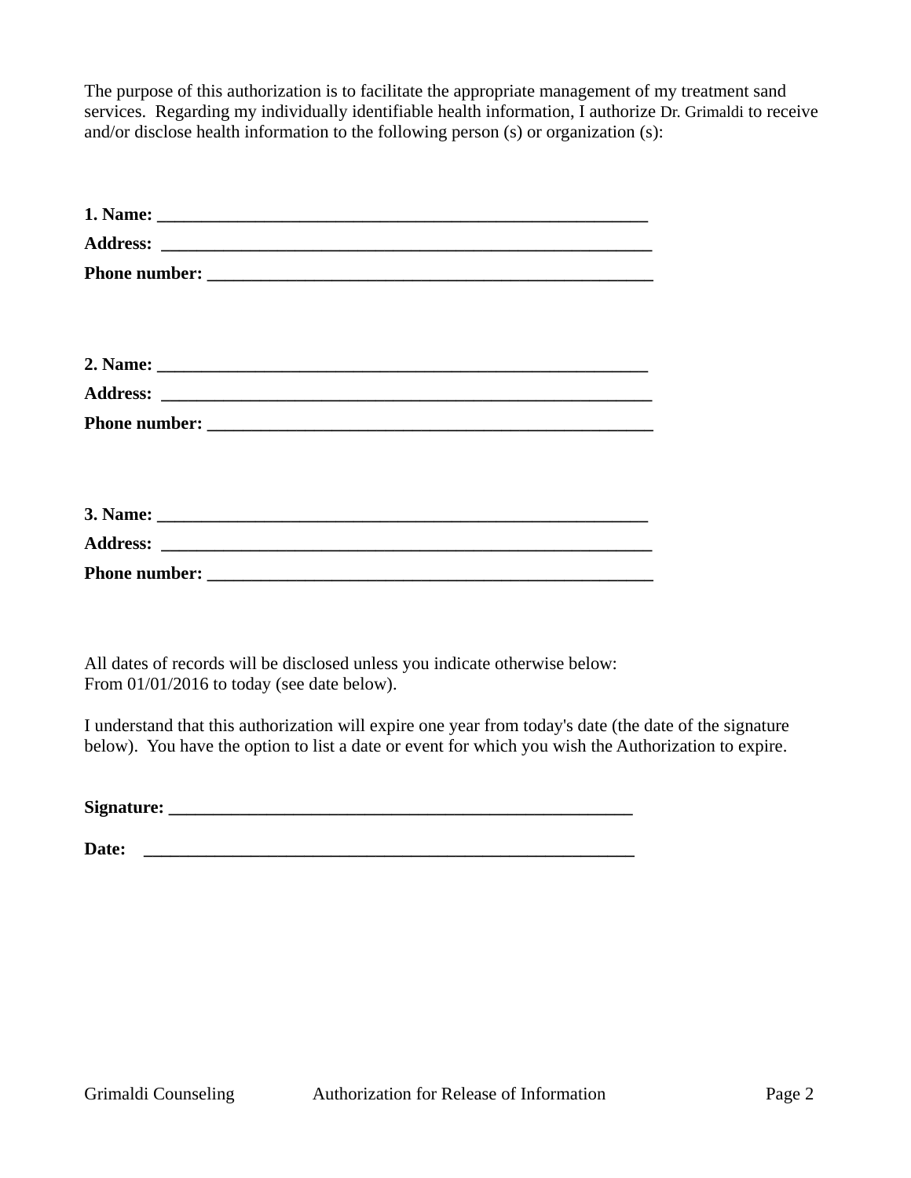The purpose of this authorization is to facilitate the appropriate management of my treatment sand services. Regarding my individually identifiable health information, I authorize Dr. Grimaldi to receive and/or disclose health information to the following person (s) or organization (s):

**1. Name: ________________________________________________________**

**Address: ________________________________________________________**

**Phone number: __________________________________________________**

**2. Name: ________________________________________________________**

**Address: ________________________________________________________**

**Phone number: __________________________________________________**

**3. Name: ________________________________________________________**

**Address: ________________________________________________________**

**Phone number: __________________________________________________**

All dates of records will be disclosed unless you indicate otherwise below:
From 01/01/2016 to today (see date below).

I understand that this authorization will expire one year from today's date (the date of the signature below). You have the option to list a date or event for which you wish the Authorization to expire.

**Signature: _____________________________________________________**

**Date: _________________________________________________________**